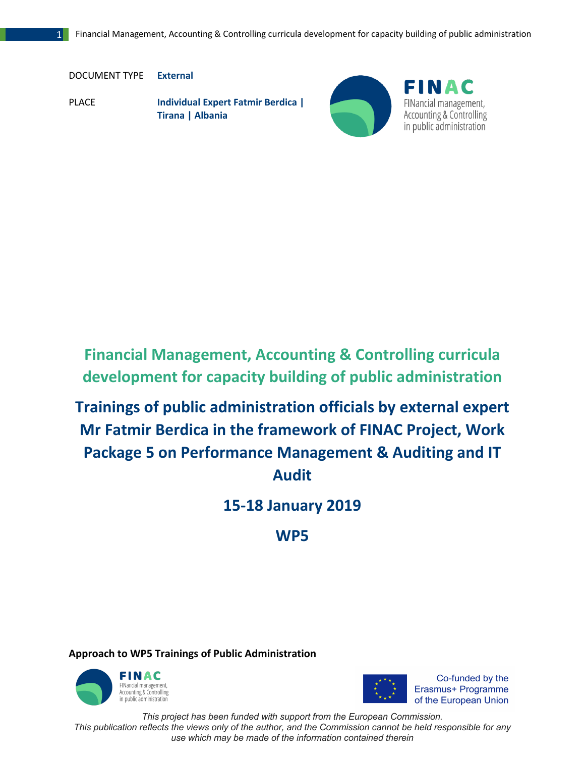DOCUMENT TYPE **External**

PLACE **Individual Expert Fatmir Berdica | Tirana | Albania**

# Financial Management, Accounting & Controlling curricula development for capacity building of public administration

# Trainings of public administration officials by external expert Mr Fatmir Berdica in the framework of FINAC Project, Work Package 5 on Performance Management & Auditing and IT Audit

## 15-18 January 2019

## WP5

**Approach to WP5 Trainings of Public Administration**

Co-funded by the Erasmus+ Programme of the European Union

*This project has been funded with support from the European Commission. This publication reflects the views only of the author, and the Commission cannot be held responsible for any use which may be made of the information contained therein*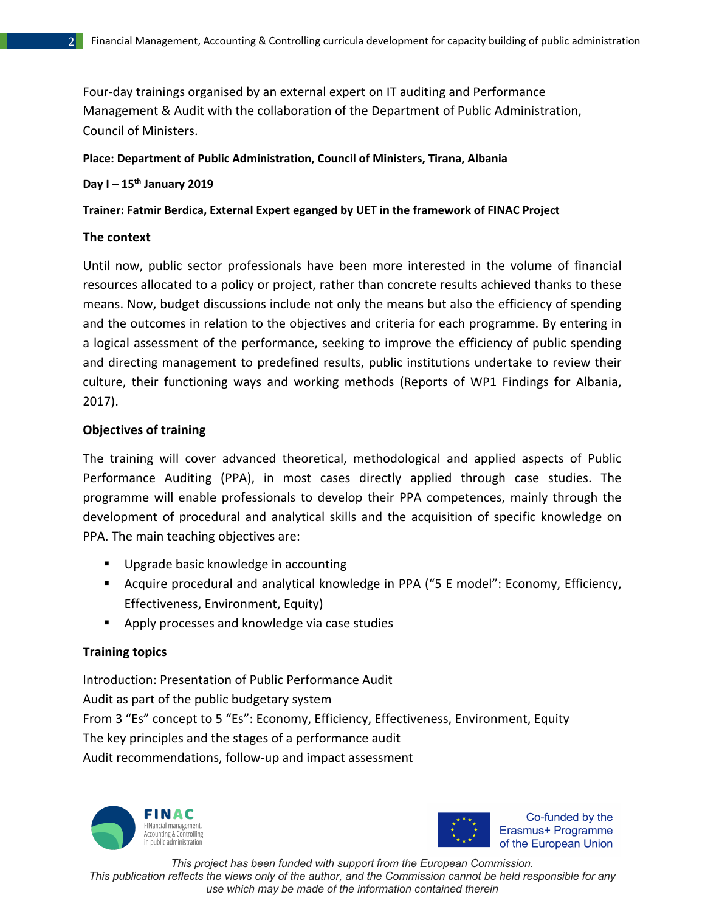Four-day trainings organised by an external expert on IT auditing and Performance Management & Audit with the collaboration of the Department of Public Administration, Council of Ministers.

**Place: Department of Public Administration, Council of Ministers, Tirana, Albania**

**Day I – 15th January 2019**

**Trainer: Fatmir Berdica, External Expert eganged by UET in the framework of FINAC Project**

**The context**

Until now, public sector professionals have been more interested in the volume of financial resources allocated to a policy or project, rather than concrete results achieved thanks to these means. Now, budget discussions include not only the means but also the efficiency of spending and the outcomes in relation to the objectives and criteria for each programme. By entering in a logical assessment of the performance, seeking to improve the efficiency of public spending and directing management to predefined results, public institutions undertake to review their culture, their functioning ways and working methods (Reports of WP1 Findings for Albania, 2017).

**Objectives of training**

The training will cover advanced theoretical, methodological and applied aspects of Public Performance Auditing (PPA), in most cases directly applied through case studies. The programme will enable professionals to develop their PPA competences, mainly through the development of procedural and analytical skills and the acquisition of specific knowledge on PPA. The main teaching objectives are:

- Upgrade basic knowledge in accounting
- Acquire procedural and analytical knowledge in PPA ("5 E model": Economy, Efficiency, Effectiveness, Environment, Equity)
- Apply processes and knowledge via case studies

**Training topics**

Introduction: Presentation of Public Performance Audit
Audit as part of the public budgetary system
From 3 "Es" concept to 5 "Es": Economy, Efficiency, Effectiveness, Environment, Equity
The key principles and the stages of a performance audit
Audit recommendations, follow-up and impact assessment

*This project has been funded with support from the European Commission.
This publication reflects the views only of the author, and the Commission cannot be held responsible for any use which may be made of the information contained therein*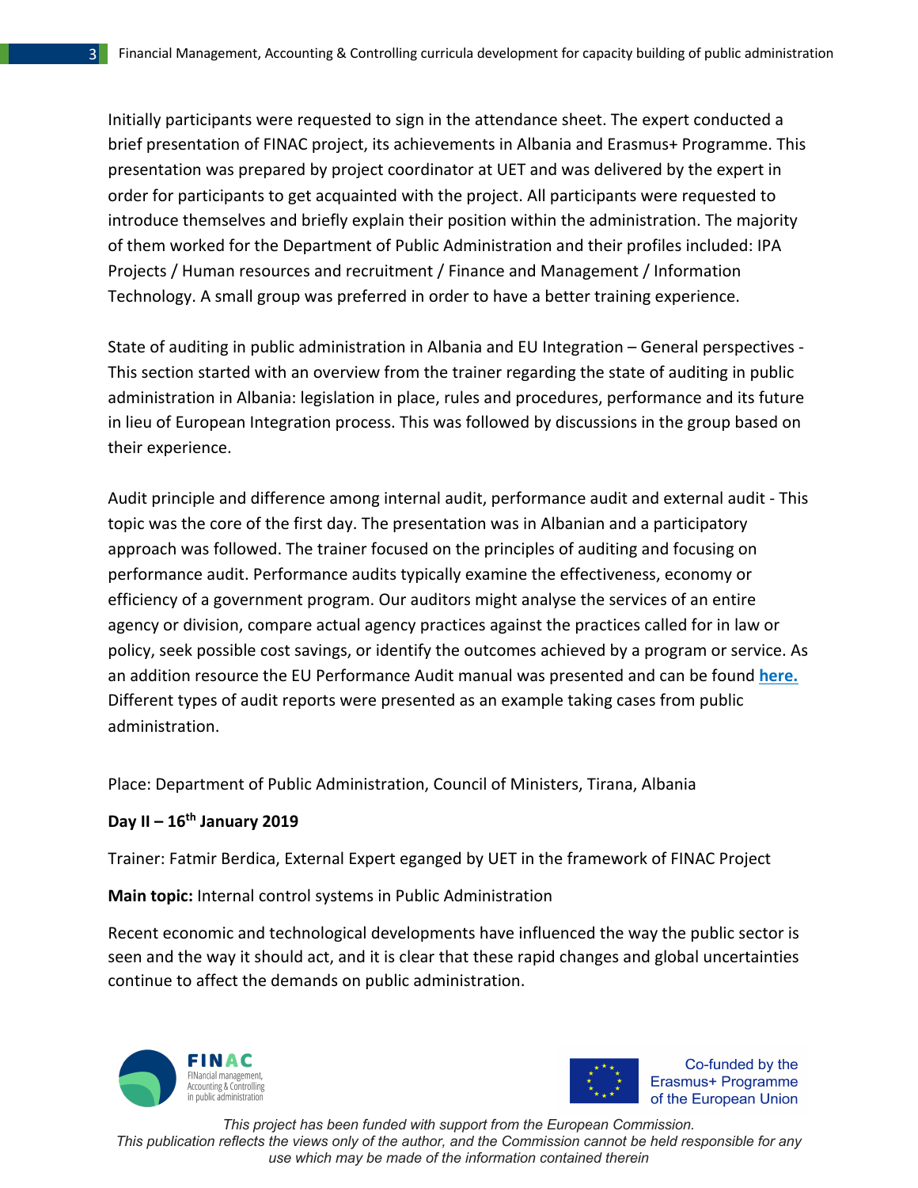Initially participants were requested to sign in the attendance sheet. The expert conducted a brief presentation of FINAC project, its achievements in Albania and Erasmus+ Programme. This presentation was prepared by project coordinator at UET and was delivered by the expert in order for participants to get acquainted with the project. All participants were requested to introduce themselves and briefly explain their position within the administration. The majority of them worked for the Department of Public Administration and their profiles included: IPA Projects / Human resources and recruitment / Finance and Management / Information Technology. A small group was preferred in order to have a better training experience.

State of auditing in public administration in Albania and EU Integration – General perspectives - This section started with an overview from the trainer regarding the state of auditing in public administration in Albania: legislation in place, rules and procedures, performance and its future in lieu of European Integration process. This was followed by discussions in the group based on their experience.

Audit principle and difference among internal audit, performance audit and external audit - This topic was the core of the first day. The presentation was in Albanian and a participatory approach was followed. The trainer focused on the principles of auditing and focusing on performance audit. Performance audits typically examine the effectiveness, economy or efficiency of a government program. Our auditors might analyse the services of an entire agency or division, compare actual agency practices against the practices called for in law or policy, seek possible cost savings, or identify the outcomes achieved by a program or service. As an addition resource the EU Performance Audit manual was presented and can be found **here.** Different types of audit reports were presented as an example taking cases from public administration.

Place: Department of Public Administration, Council of Ministers, Tirana, Albania

**Day II – 16th January 2019**

Trainer: Fatmir Berdica, External Expert eganged by UET in the framework of FINAC Project

**Main topic:** Internal control systems in Public Administration

Recent economic and technological developments have influenced the way the public sector is seen and the way it should act, and it is clear that these rapid changes and global uncertainties continue to affect the demands on public administration.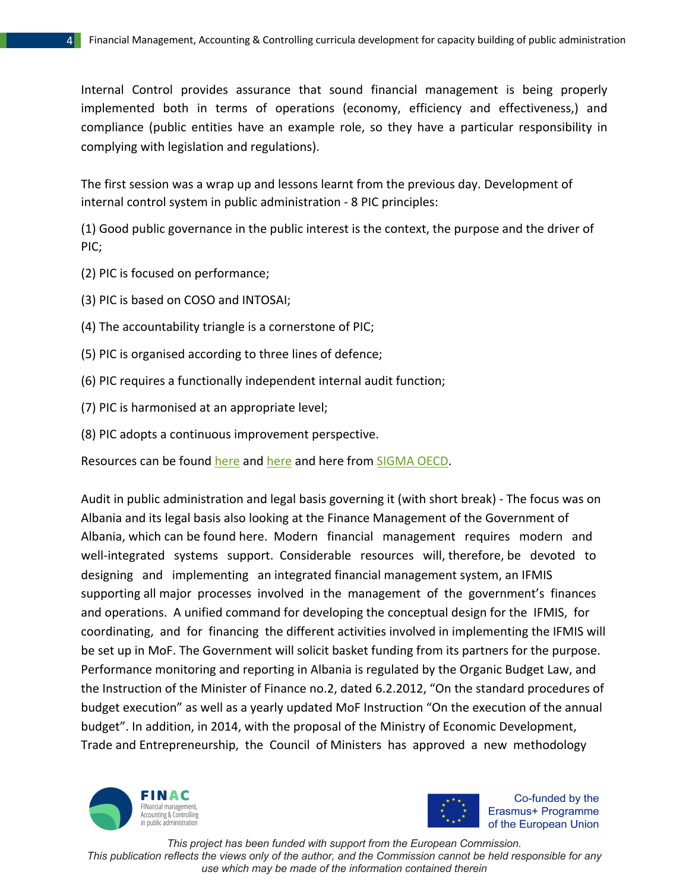Internal Control provides assurance that sound financial management is being properly implemented both in terms of operations (economy, efficiency and effectiveness,) and compliance (public entities have an example role, so they have a particular responsibility in complying with legislation and regulations).

The first session was a wrap up and lessons learnt from the previous day. Development of internal control system in public administration - 8 PIC principles:

(1) Good public governance in the public interest is the context, the purpose and the driver of PIC;

(2) PIC is focused on performance;

(3) PIC is based on COSO and INTOSAI;

(4) The accountability triangle is a cornerstone of PIC;

(5) PIC is organised according to three lines of defence;

(6) PIC requires a functionally independent internal audit function;

(7) PIC is harmonised at an appropriate level;

(8) PIC adopts a continuous improvement perspective.

Resources can be found here and here and here from SIGMA OECD.

Audit in public administration and legal basis governing it (with short break) - The focus was on Albania and its legal basis also looking at the Finance Management of the Government of Albania, which can be found here. Modern financial management requires modern and well-integrated systems support. Considerable resources will, therefore, be devoted to designing and implementing an integrated financial management system, an IFMIS supporting all major processes involved in the management of the government's finances and operations. A unified command for developing the conceptual design for the IFMIS, for coordinating, and for financing the different activities involved in implementing the IFMIS will be set up in MoF. The Government will solicit basket funding from its partners for the purpose. Performance monitoring and reporting in Albania is regulated by the Organic Budget Law, and the Instruction of the Minister of Finance no.2, dated 6.2.2012, "On the standard procedures of budget execution" as well as a yearly updated MoF Instruction "On the execution of the annual budget". In addition, in 2014, with the proposal of the Ministry of Economic Development, Trade and Entrepreneurship, the Council of Ministers has approved a new methodology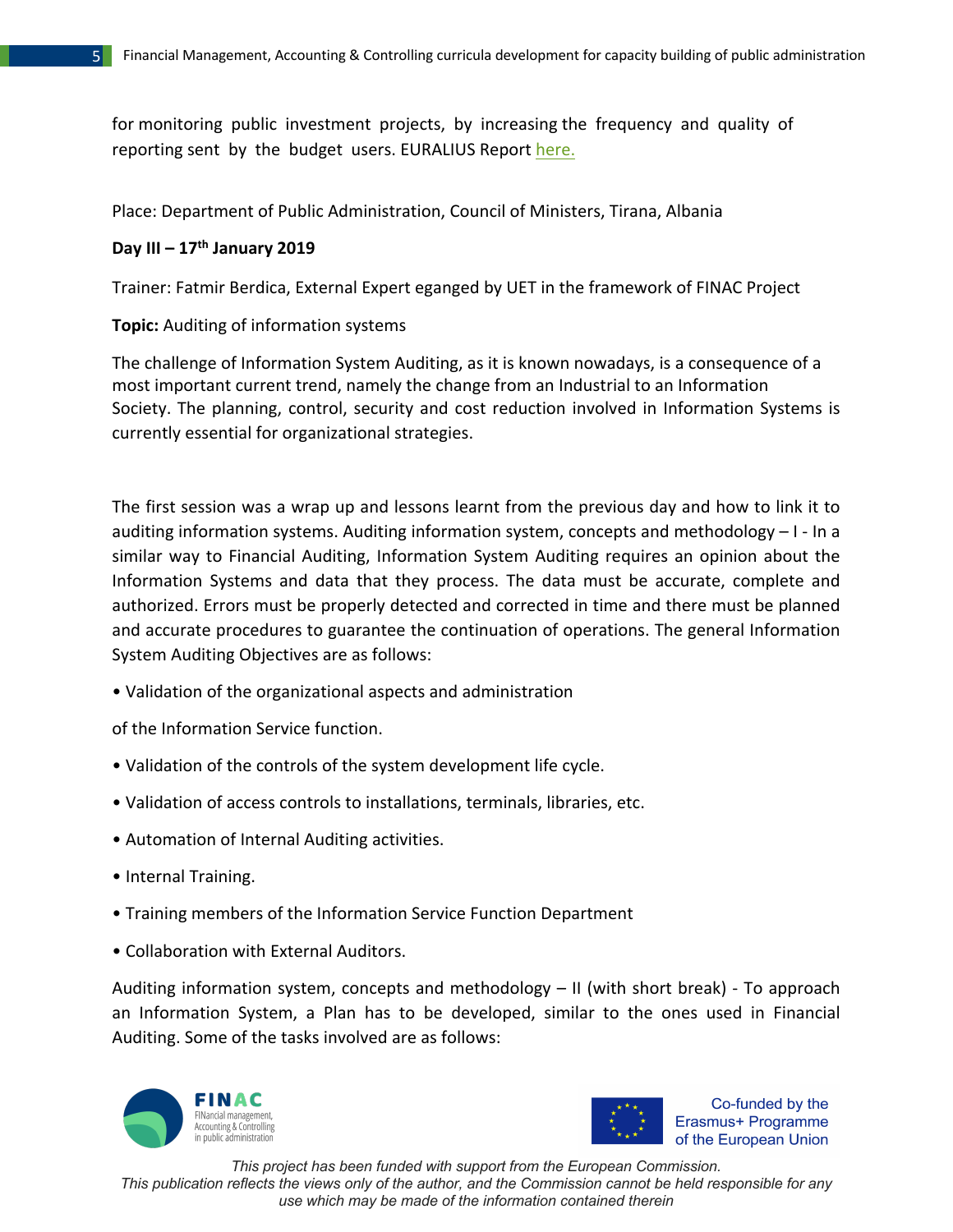for monitoring public investment projects, by increasing the frequency and quality of reporting sent by the budget users. EURALIUS Report here.

Place: Department of Public Administration, Council of Ministers, Tirana, Albania

**Day III – 17th January 2019**

Trainer: Fatmir Berdica, External Expert eganged by UET in the framework of FINAC Project

**Topic:** Auditing of information systems

The challenge of Information System Auditing, as it is known nowadays, is a consequence of a most important current trend, namely the change from an Industrial to an Information Society. The planning, control, security and cost reduction involved in Information Systems is currently essential for organizational strategies.

The first session was a wrap up and lessons learnt from the previous day and how to link it to auditing information systems. Auditing information system, concepts and methodology – I - In a similar way to Financial Auditing, Information System Auditing requires an opinion about the Information Systems and data that they process. The data must be accurate, complete and authorized. Errors must be properly detected and corrected in time and there must be planned and accurate procedures to guarantee the continuation of operations. The general Information System Auditing Objectives are as follows:

• Validation of the organizational aspects and administration

of the Information Service function.

• Validation of the controls of the system development life cycle.

• Validation of access controls to installations, terminals, libraries, etc.

• Automation of Internal Auditing activities.

• Internal Training.

• Training members of the Information Service Function Department

• Collaboration with External Auditors.

Auditing information system, concepts and methodology – II (with short break) - To approach an Information System, a Plan has to be developed, similar to the ones used in Financial Auditing. Some of the tasks involved are as follows: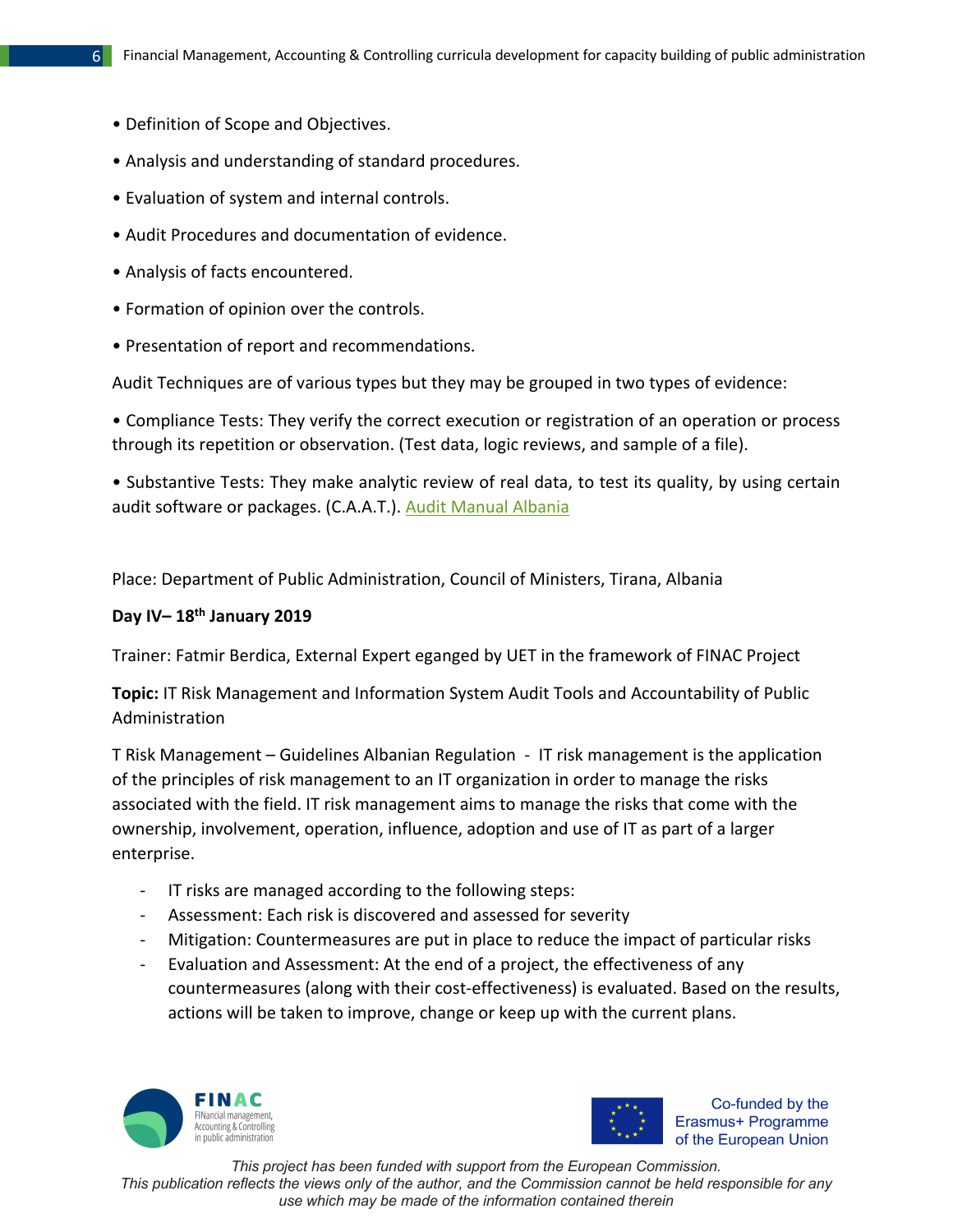- Definition of Scope and Objectives.
- Analysis and understanding of standard procedures.
- Evaluation of system and internal controls.
- Audit Procedures and documentation of evidence.
- Analysis of facts encountered.
- Formation of opinion over the controls.
- Presentation of report and recommendations.

Audit Techniques are of various types but they may be grouped in two types of evidence:

- Compliance Tests: They verify the correct execution or registration of an operation or process through its repetition or observation. (Test data, logic reviews, and sample of a file).

- Substantive Tests: They make analytic review of real data, to test its quality, by using certain audit software or packages. (C.A.A.T.). Audit Manual Albania

Place: Department of Public Administration, Council of Ministers, Tirana, Albania

**Day IV– 18th January 2019**

Trainer: Fatmir Berdica, External Expert eganged by UET in the framework of FINAC Project

**Topic:** IT Risk Management and Information System Audit Tools and Accountability of Public Administration

T Risk Management – Guidelines Albanian Regulation - IT risk management is the application of the principles of risk management to an IT organization in order to manage the risks associated with the field. IT risk management aims to manage the risks that come with the ownership, involvement, operation, influence, adoption and use of IT as part of a larger enterprise.

- IT risks are managed according to the following steps:
- Assessment: Each risk is discovered and assessed for severity
- Mitigation: Countermeasures are put in place to reduce the impact of particular risks
- Evaluation and Assessment: At the end of a project, the effectiveness of any countermeasures (along with their cost-effectiveness) is evaluated. Based on the results, actions will be taken to improve, change or keep up with the current plans.

*This project has been funded with support from the European Commission.*
*This publication reflects the views only of the author, and the Commission cannot be held responsible for any use which may be made of the information contained therein*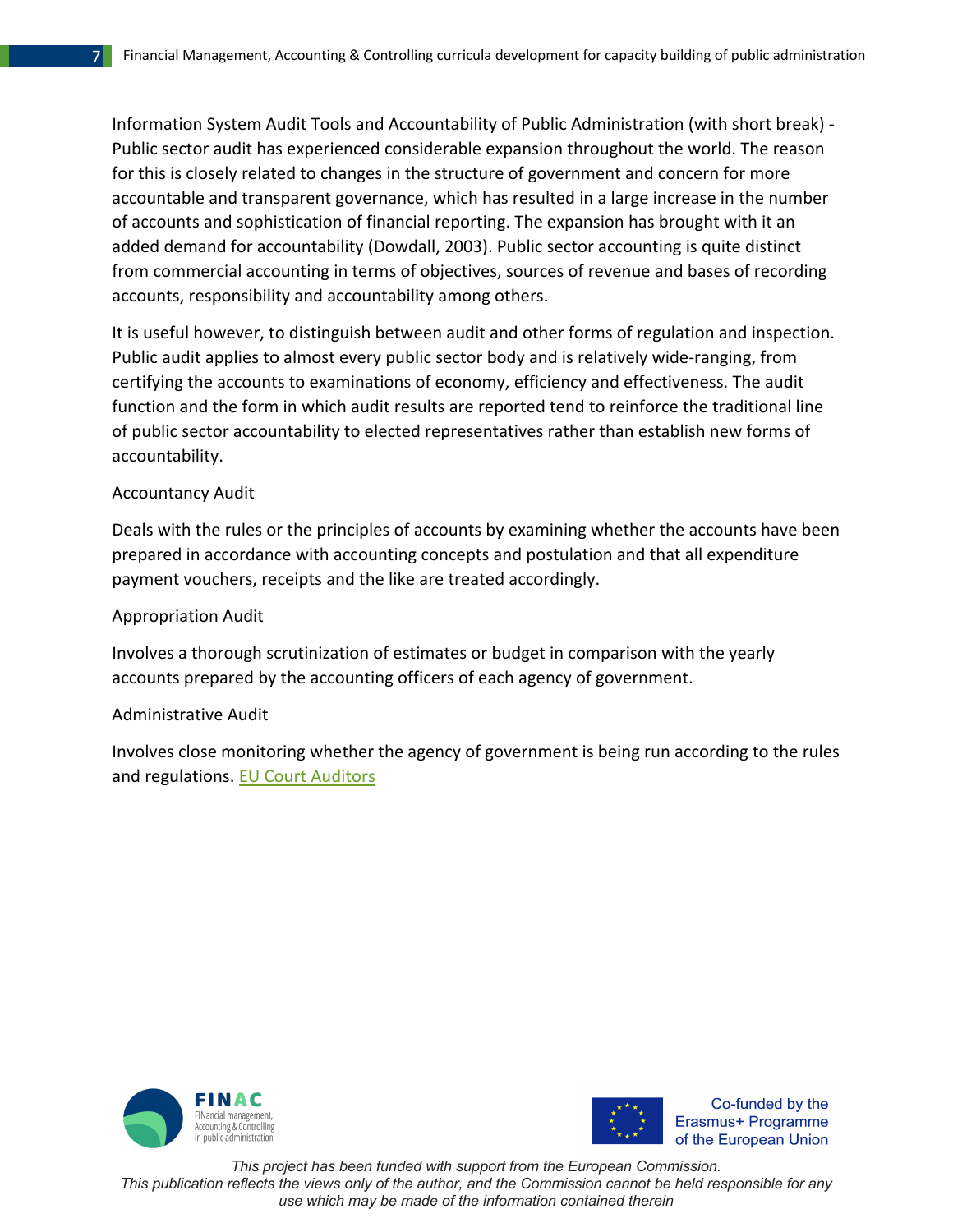Information System Audit Tools and Accountability of Public Administration (with short break) - Public sector audit has experienced considerable expansion throughout the world. The reason for this is closely related to changes in the structure of government and concern for more accountable and transparent governance, which has resulted in a large increase in the number of accounts and sophistication of financial reporting. The expansion has brought with it an added demand for accountability (Dowdall, 2003). Public sector accounting is quite distinct from commercial accounting in terms of objectives, sources of revenue and bases of recording accounts, responsibility and accountability among others.

It is useful however, to distinguish between audit and other forms of regulation and inspection. Public audit applies to almost every public sector body and is relatively wide-ranging, from certifying the accounts to examinations of economy, efficiency and effectiveness. The audit function and the form in which audit results are reported tend to reinforce the traditional line of public sector accountability to elected representatives rather than establish new forms of accountability.

Accountancy Audit

Deals with the rules or the principles of accounts by examining whether the accounts have been prepared in accordance with accounting concepts and postulation and that all expenditure payment vouchers, receipts and the like are treated accordingly.

Appropriation Audit

Involves a thorough scrutinization of estimates or budget in comparison with the yearly accounts prepared by the accounting officers of each agency of government.

Administrative Audit

Involves close monitoring whether the agency of government is being run according to the rules and regulations. EU Court Auditors

This project has been funded with support from the European Commission.
This publication reflects the views only of the author, and the Commission cannot be held responsible for any use which may be made of the information contained therein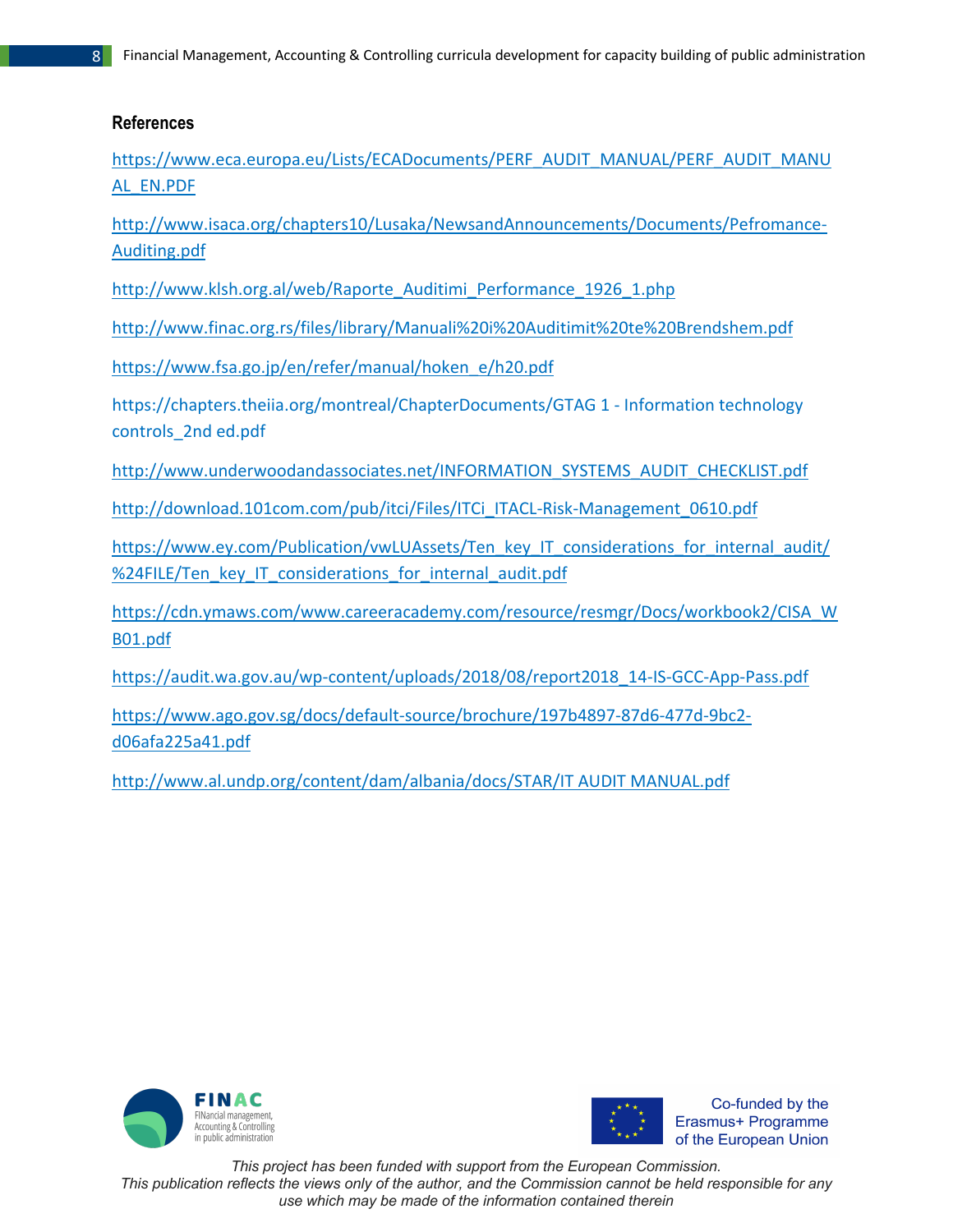**References**

https://www.eca.europa.eu/Lists/ECADocuments/PERF_AUDIT_MANUAL/PERF_AUDIT_MANUAL_EN.PDF

http://www.isaca.org/chapters10/Lusaka/NewsandAnnouncements/Documents/Pefromance-Auditing.pdf

http://www.klsh.org.al/web/Raporte_Auditimi_Performance_1926_1.php

http://www.finac.org.rs/files/library/Manuali%20i%20Auditimit%20te%20Brendshem.pdf

https://www.fsa.go.jp/en/refer/manual/hoken_e/h20.pdf

https://chapters.theiia.org/montreal/ChapterDocuments/GTAG 1 - Information technology controls_2nd ed.pdf

http://www.underwoodandassociates.net/INFORMATION_SYSTEMS_AUDIT_CHECKLIST.pdf

http://download.101com.com/pub/itci/Files/ITCi_ITACL-Risk-Management_0610.pdf

https://www.ey.com/Publication/vwLUAssets/Ten_key_IT_considerations_for_internal_audit/%24FILE/Ten_key_IT_considerations_for_internal_audit.pdf

https://cdn.ymaws.com/www.careeracademy.com/resource/resmgr/Docs/workbook2/CISA_WB01.pdf

https://audit.wa.gov.au/wp-content/uploads/2018/08/report2018_14-IS-GCC-App-Pass.pdf

https://www.ago.gov.sg/docs/default-source/brochure/197b4897-87d6-477d-9bc2-d06afa225a41.pdf

http://www.al.undp.org/content/dam/albania/docs/STAR/IT AUDIT MANUAL.pdf

FINAC FINancial management, Accounting & Controlling in public administration

Co-funded by the Erasmus+ Programme of the European Union

*This project has been funded with support from the European Commission. This publication reflects the views only of the author, and the Commission cannot be held responsible for any use which may be made of the information contained therein*